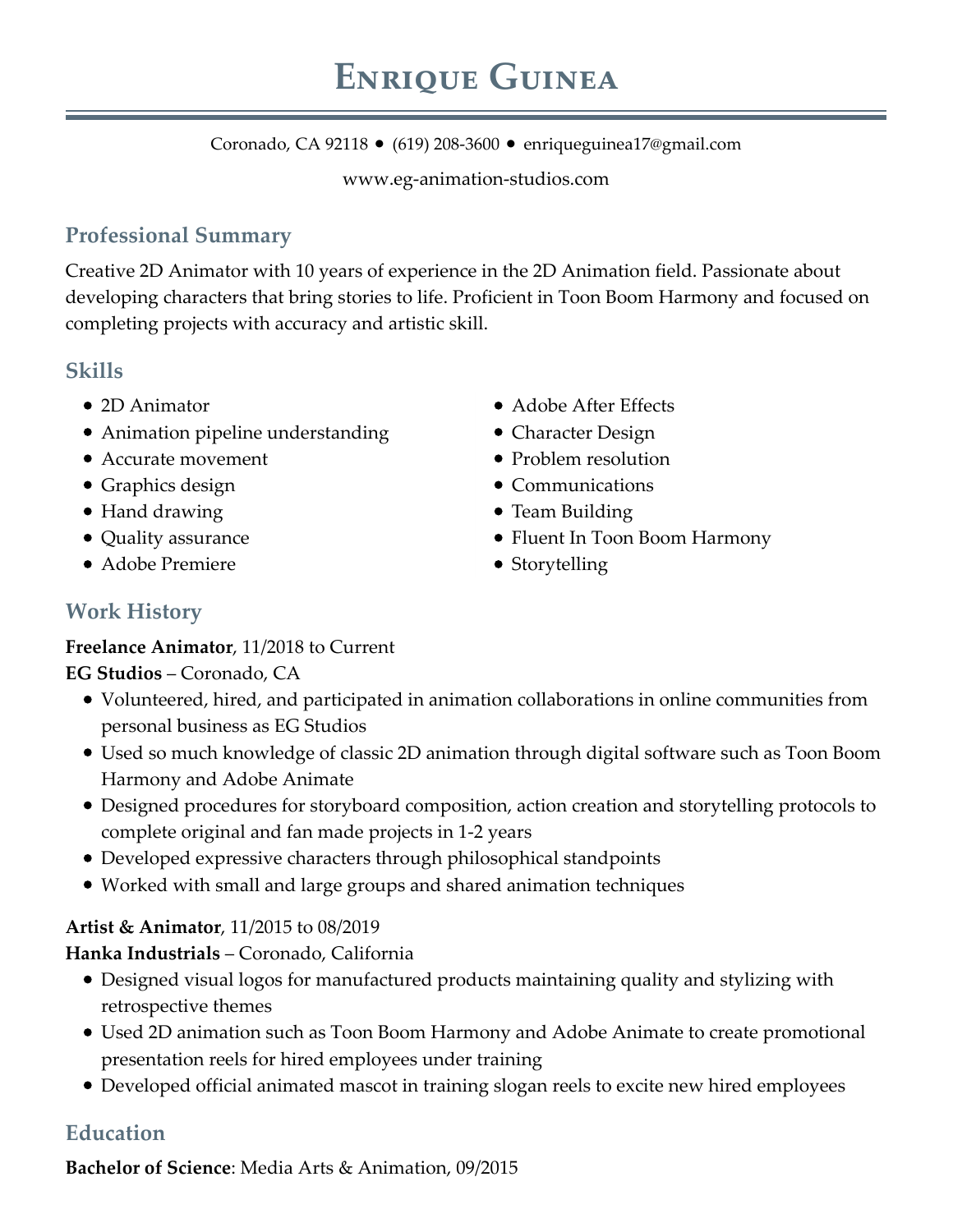# Enrique Guinea

Coronado, CA 92118 • (619) 208-3600 • enriqueguinea17@gmail.com

www.eg-animation-studios.com

## Professional Summary

Creative 2D Animator with 10 years of experience in the 2D Animation field. Passionate about developing characters that bring stories to life. Proficient in Toon Boom Harmony and focused on completing projects with accuracy and artistic skill.

## Skills

- 2D Animator
- Animation pipeline understanding
- Accurate movement
- Graphics design
- Hand drawing
- Quality assurance
- Adobe Premiere
- Adobe After Effects
- Character Design
- Problem resolution
- Communications
- Team Building
- Fluent In Toon Boom Harmony
- Storytelling

## Work History

**Freelance Animator**, 11/2018 to Current
**EG Studios** – Coronado, CA

- Volunteered, hired, and participated in animation collaborations in online communities from personal business as EG Studios
- Used so much knowledge of classic 2D animation through digital software such as Toon Boom Harmony and Adobe Animate
- Designed procedures for storyboard composition, action creation and storytelling protocols to complete original and fan made projects in 1-2 years
- Developed expressive characters through philosophical standpoints
- Worked with small and large groups and shared animation techniques

**Artist & Animator**, 11/2015 to 08/2019
**Hanka Industrials** – Coronado, California

- Designed visual logos for manufactured products maintaining quality and stylizing with retrospective themes
- Used 2D animation such as Toon Boom Harmony and Adobe Animate to create promotional presentation reels for hired employees under training
- Developed official animated mascot in training slogan reels to excite new hired employees

## Education

**Bachelor of Science**: Media Arts & Animation, 09/2015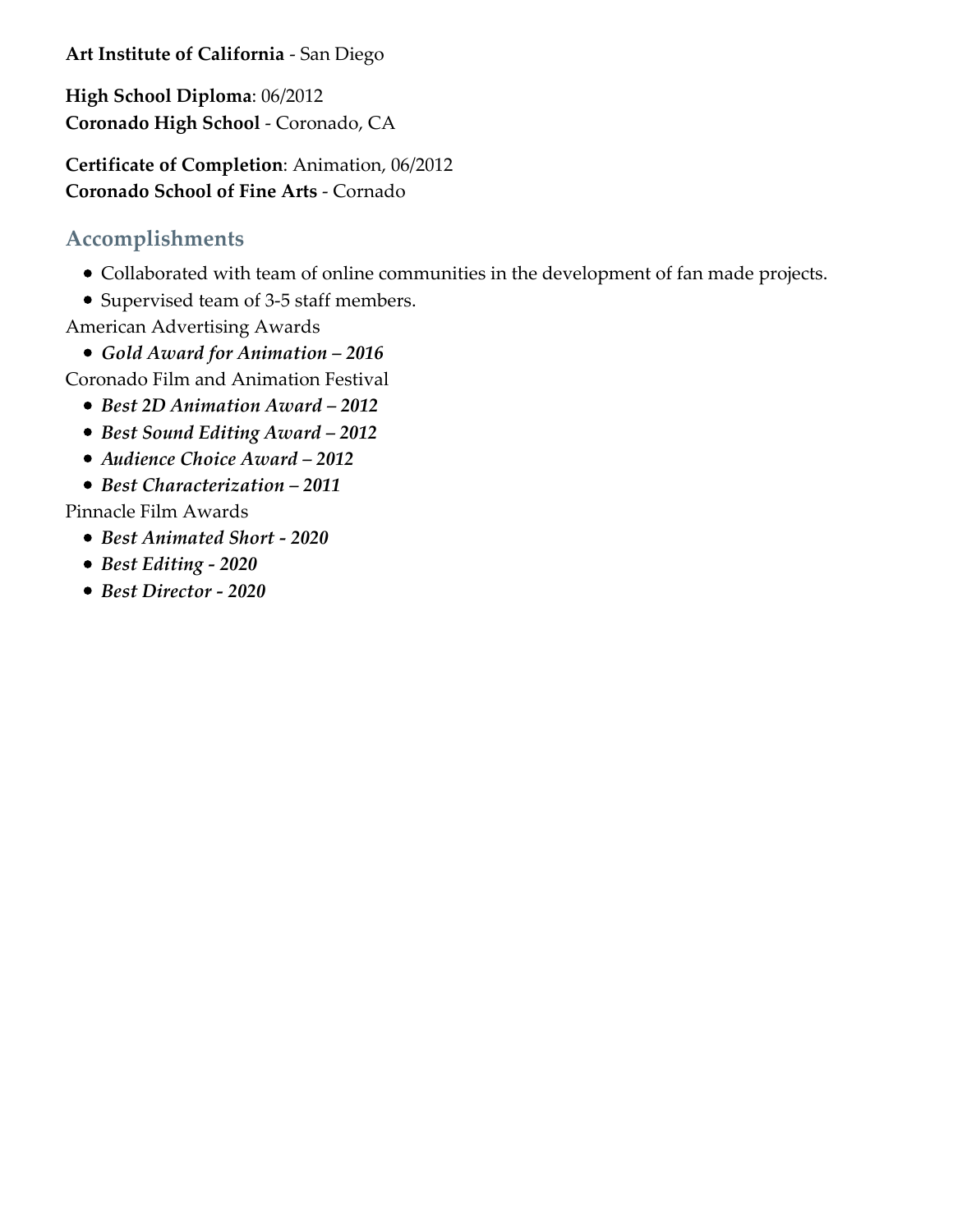**Art Institute of California** - San Diego

**High School Diploma**: 06/2012
**Coronado High School** - Coronado, CA

**Certificate of Completion**: Animation, 06/2012
**Coronado School of Fine Arts** - Cornado

## Accomplishments

- Collaborated with team of online communities in the development of fan made projects.
- Supervised team of 3-5 staff members.

American Advertising Awards

- ***Gold Award for Animation – 2016***

Coronado Film and Animation Festival

- ***Best 2D Animation Award – 2012***
- ***Best Sound Editing Award – 2012***
- ***Audience Choice Award – 2012***
- ***Best Characterization – 2011***

Pinnacle Film Awards

- ***Best Animated Short - 2020***
- ***Best Editing - 2020***
- ***Best Director - 2020***